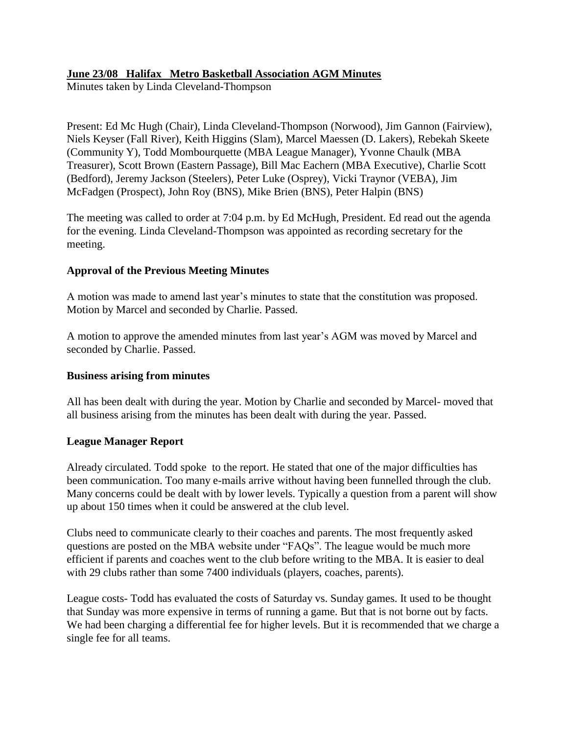**June 23/08 Halifax Metro Basketball Association AGM Minutes**

Minutes taken by Linda Cleveland-Thompson

Present: Ed Mc Hugh (Chair), Linda Cleveland-Thompson (Norwood), Jim Gannon (Fairview), Niels Keyser (Fall River), Keith Higgins (Slam), Marcel Maessen (D. Lakers), Rebekah Skeete (Community Y), Todd Mombourquette (MBA League Manager), Yvonne Chaulk (MBA Treasurer), Scott Brown (Eastern Passage), Bill Mac Eachern (MBA Executive), Charlie Scott (Bedford), Jeremy Jackson (Steelers), Peter Luke (Osprey), Vicki Traynor (VEBA), Jim McFadgen (Prospect), John Roy (BNS), Mike Brien (BNS), Peter Halpin (BNS)

The meeting was called to order at 7:04 p.m. by Ed McHugh, President. Ed read out the agenda for the evening. Linda Cleveland-Thompson was appointed as recording secretary for the meeting.

**Approval of the Previous Meeting Minutes**

A motion was made to amend last year's minutes to state that the constitution was proposed. Motion by Marcel and seconded by Charlie. Passed.

A motion to approve the amended minutes from last year's AGM was moved by Marcel and seconded by Charlie. Passed.

**Business arising from minutes**

All has been dealt with during the year. Motion by Charlie and seconded by Marcel- moved that all business arising from the minutes has been dealt with during the year. Passed.

**League Manager Report**

Already circulated. Todd spoke to the report. He stated that one of the major difficulties has been communication. Too many e-mails arrive without having been funnelled through the club. Many concerns could be dealt with by lower levels. Typically a question from a parent will show up about 150 times when it could be answered at the club level.

Clubs need to communicate clearly to their coaches and parents. The most frequently asked questions are posted on the MBA website under "FAQs". The league would be much more efficient if parents and coaches went to the club before writing to the MBA. It is easier to deal with 29 clubs rather than some 7400 individuals (players, coaches, parents).

League costs- Todd has evaluated the costs of Saturday vs. Sunday games. It used to be thought that Sunday was more expensive in terms of running a game. But that is not borne out by facts. We had been charging a differential fee for higher levels. But it is recommended that we charge a single fee for all teams.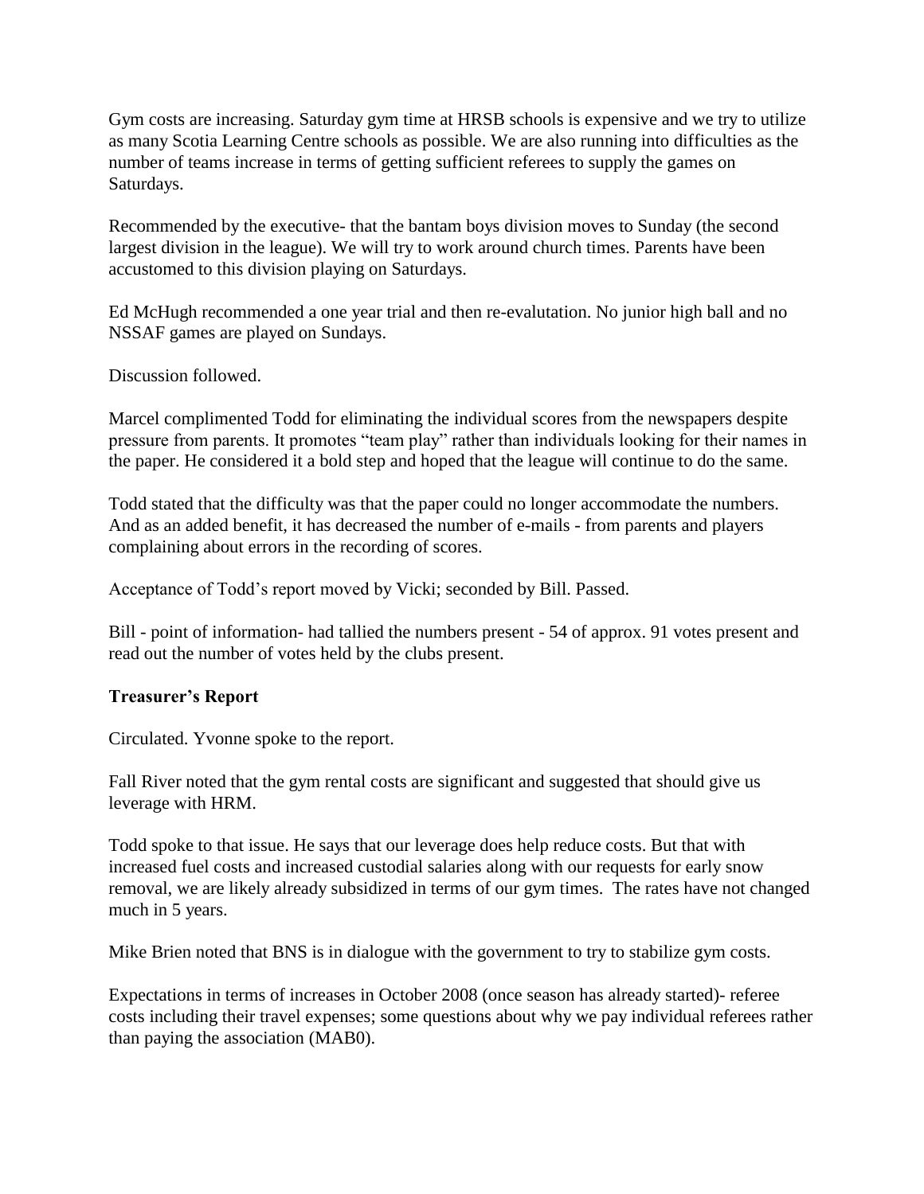Gym costs are increasing. Saturday gym time at HRSB schools is expensive and we try to utilize as many Scotia Learning Centre schools as possible. We are also running into difficulties as the number of teams increase in terms of getting sufficient referees to supply the games on Saturdays.

Recommended by the executive- that the bantam boys division moves to Sunday (the second largest division in the league). We will try to work around church times. Parents have been accustomed to this division playing on Saturdays.

Ed McHugh recommended a one year trial and then re-evalutation. No junior high ball and no NSSAF games are played on Sundays.

Discussion followed.

Marcel complimented Todd for eliminating the individual scores from the newspapers despite pressure from parents. It promotes "team play" rather than individuals looking for their names in the paper. He considered it a bold step and hoped that the league will continue to do the same.

Todd stated that the difficulty was that the paper could no longer accommodate the numbers. And as an added benefit, it has decreased the number of e-mails - from parents and players complaining about errors in the recording of scores.

Acceptance of Todd's report moved by Vicki; seconded by Bill. Passed.

Bill - point of information- had tallied the numbers present - 54 of approx. 91 votes present and read out the number of votes held by the clubs present.

**Treasurer's Report**

Circulated. Yvonne spoke to the report.

Fall River noted that the gym rental costs are significant and suggested that should give us leverage with HRM.

Todd spoke to that issue. He says that our leverage does help reduce costs. But that with increased fuel costs and increased custodial salaries along with our requests for early snow removal, we are likely already subsidized in terms of our gym times. The rates have not changed much in 5 years.

Mike Brien noted that BNS is in dialogue with the government to try to stabilize gym costs.

Expectations in terms of increases in October 2008 (once season has already started)- referee costs including their travel expenses; some questions about why we pay individual referees rather than paying the association (MAB0).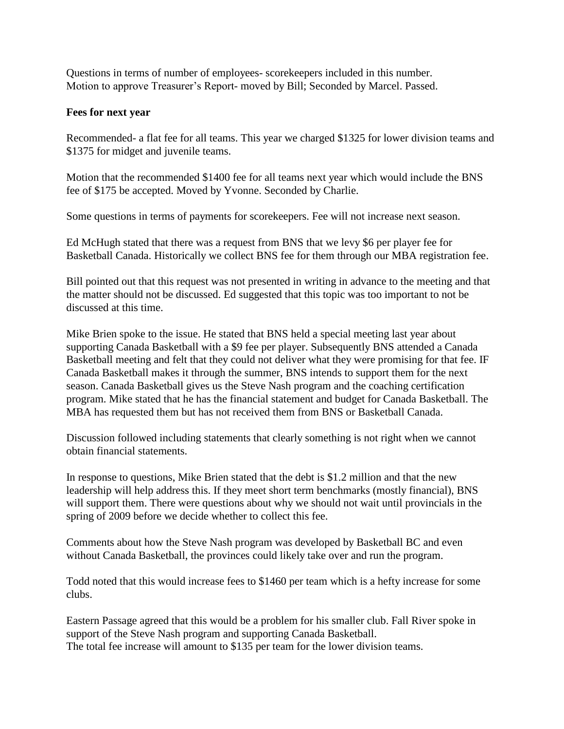Questions in terms of number of employees- scorekeepers included in this number.
Motion to approve Treasurer's Report- moved by Bill; Seconded by Marcel. Passed.

**Fees for next year**

Recommended- a flat fee for all teams. This year we charged $1325 for lower division teams and $1375 for midget and juvenile teams.

Motion that the recommended $1400 fee for all teams next year which would include the BNS fee of $175 be accepted. Moved by Yvonne. Seconded by Charlie.

Some questions in terms of payments for scorekeepers. Fee will not increase next season.

Ed McHugh stated that there was a request from BNS that we levy $6 per player fee for Basketball Canada. Historically we collect BNS fee for them through our MBA registration fee.

Bill pointed out that this request was not presented in writing in advance to the meeting and that the matter should not be discussed. Ed suggested that this topic was too important to not be discussed at this time.

Mike Brien spoke to the issue. He stated that BNS held a special meeting last year about supporting Canada Basketball with a $9 fee per player. Subsequently BNS attended a Canada Basketball meeting and felt that they could not deliver what they were promising for that fee. IF Canada Basketball makes it through the summer, BNS intends to support them for the next season. Canada Basketball gives us the Steve Nash program and the coaching certification program. Mike stated that he has the financial statement and budget for Canada Basketball. The MBA has requested them but has not received them from BNS or Basketball Canada.

Discussion followed including statements that clearly something is not right when we cannot obtain financial statements.

In response to questions, Mike Brien stated that the debt is $1.2 million and that the new leadership will help address this. If they meet short term benchmarks (mostly financial), BNS will support them. There were questions about why we should not wait until provincials in the spring of 2009 before we decide whether to collect this fee.

Comments about how the Steve Nash program was developed by Basketball BC and even without Canada Basketball, the provinces could likely take over and run the program.

Todd noted that this would increase fees to $1460 per team which is a hefty increase for some clubs.

Eastern Passage agreed that this would be a problem for his smaller club. Fall River spoke in support of the Steve Nash program and supporting Canada Basketball.
The total fee increase will amount to $135 per team for the lower division teams.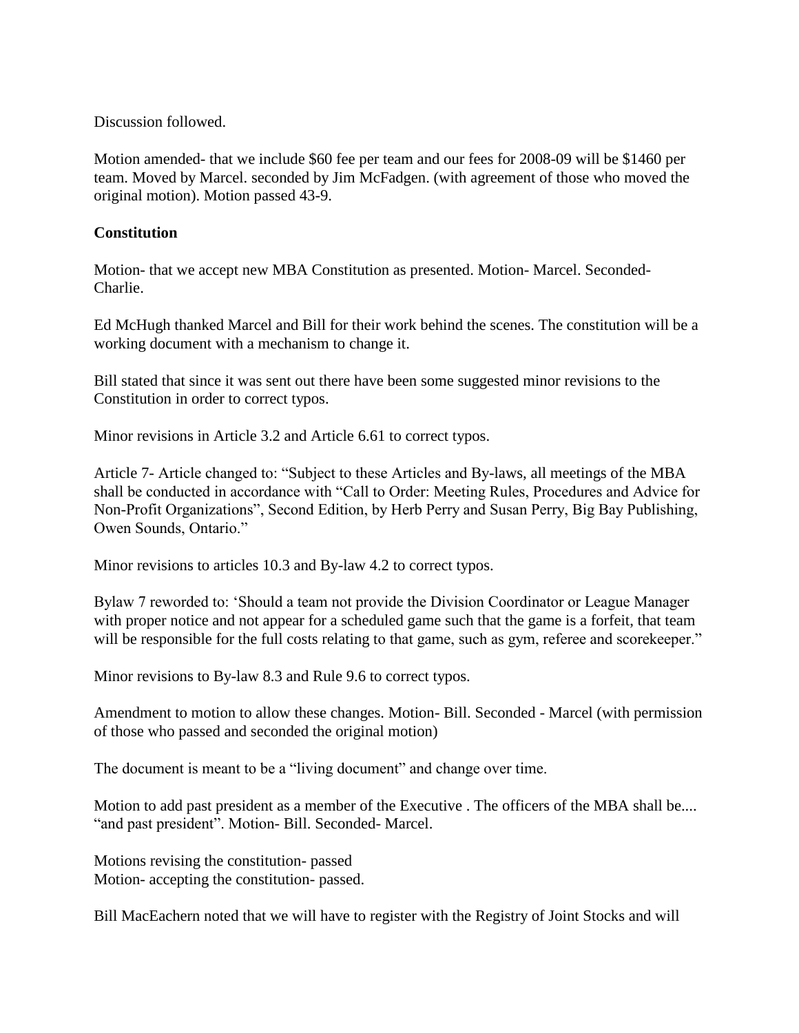Discussion followed.

Motion amended- that we include $60 fee per team and our fees for 2008-09 will be $1460 per team. Moved by Marcel. seconded by Jim McFadgen. (with agreement of those who moved the original motion). Motion passed 43-9.

**Constitution**

Motion- that we accept new MBA Constitution as presented. Motion- Marcel. Seconded- Charlie.

Ed McHugh thanked Marcel and Bill for their work behind the scenes. The constitution will be a working document with a mechanism to change it.

Bill stated that since it was sent out there have been some suggested minor revisions to the Constitution in order to correct typos.

Minor revisions in Article 3.2 and Article 6.61 to correct typos.

Article 7- Article changed to: "Subject to these Articles and By-laws, all meetings of the MBA shall be conducted in accordance with "Call to Order: Meeting Rules, Procedures and Advice for Non-Profit Organizations", Second Edition, by Herb Perry and Susan Perry, Big Bay Publishing, Owen Sounds, Ontario."

Minor revisions to articles 10.3 and By-law 4.2 to correct typos.

Bylaw 7 reworded to: 'Should a team not provide the Division Coordinator or League Manager with proper notice and not appear for a scheduled game such that the game is a forfeit, that team will be responsible for the full costs relating to that game, such as gym, referee and scorekeeper."

Minor revisions to By-law 8.3 and Rule 9.6 to correct typos.

Amendment to motion to allow these changes. Motion- Bill. Seconded - Marcel (with permission of those who passed and seconded the original motion)

The document is meant to be a "living document" and change over time.

Motion to add past president as a member of the Executive . The officers of the MBA shall be.... "and past president". Motion- Bill. Seconded- Marcel.

Motions revising the constitution- passed
Motion- accepting the constitution- passed.

Bill MacEachern noted that we will have to register with the Registry of Joint Stocks and will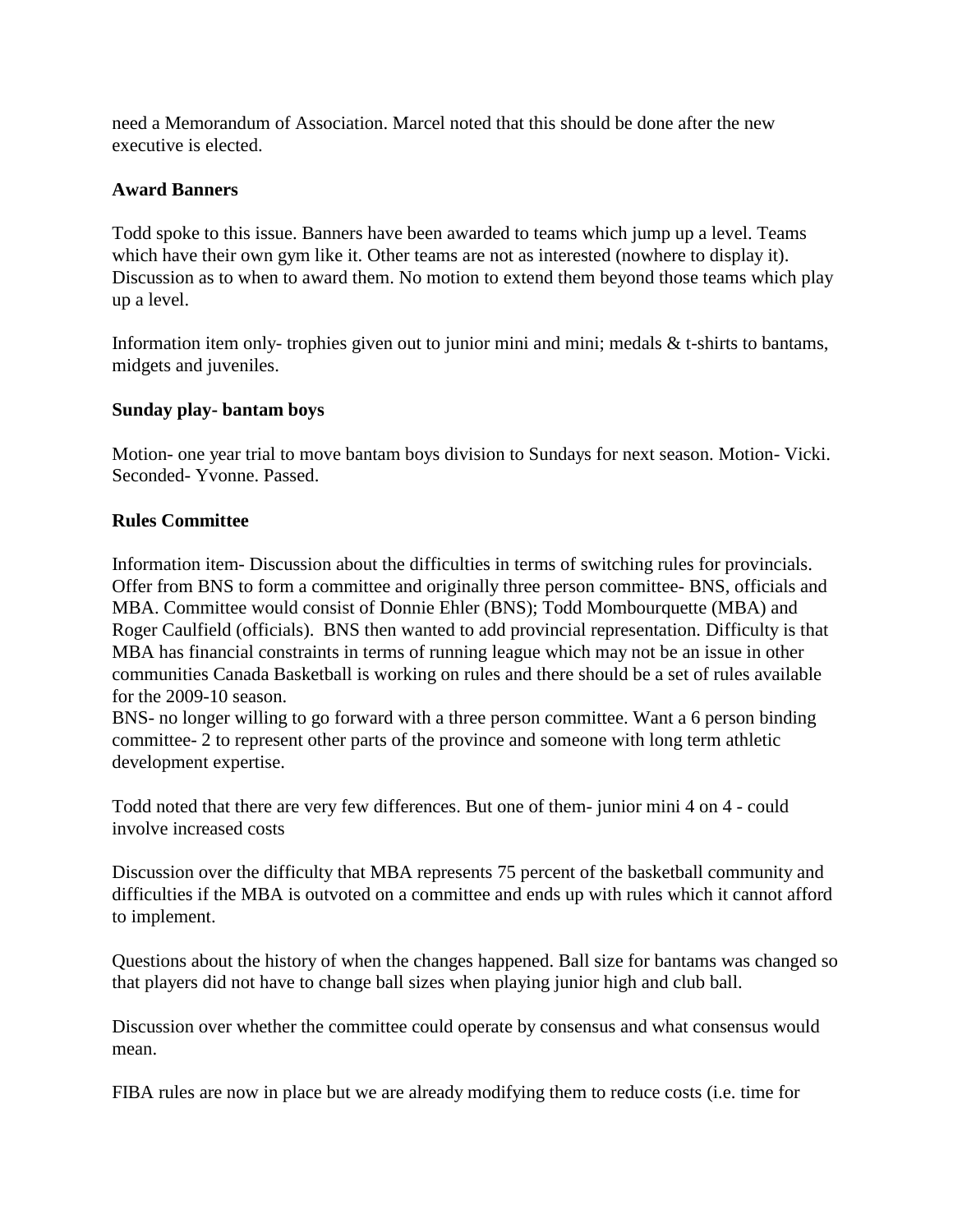need a Memorandum of Association. Marcel noted that this should be done after the new executive is elected.

**Award Banners**

Todd spoke to this issue. Banners have been awarded to teams which jump up a level. Teams which have their own gym like it. Other teams are not as interested (nowhere to display it). Discussion as to when to award them. No motion to extend them beyond those teams which play up a level.

Information item only- trophies given out to junior mini and mini; medals & t-shirts to bantams, midgets and juveniles.

**Sunday play- bantam boys**

Motion- one year trial to move bantam boys division to Sundays for next season. Motion- Vicki. Seconded- Yvonne. Passed.

**Rules Committee**

Information item- Discussion about the difficulties in terms of switching rules for provincials. Offer from BNS to form a committee and originally three person committee- BNS, officials and MBA. Committee would consist of Donnie Ehler (BNS); Todd Mombourquette (MBA) and Roger Caulfield (officials). BNS then wanted to add provincial representation. Difficulty is that MBA has financial constraints in terms of running league which may not be an issue in other communities Canada Basketball is working on rules and there should be a set of rules available for the 2009-10 season.
BNS- no longer willing to go forward with a three person committee. Want a 6 person binding committee- 2 to represent other parts of the province and someone with long term athletic development expertise.

Todd noted that there are very few differences. But one of them- junior mini 4 on 4 - could involve increased costs

Discussion over the difficulty that MBA represents 75 percent of the basketball community and difficulties if the MBA is outvoted on a committee and ends up with rules which it cannot afford to implement.

Questions about the history of when the changes happened. Ball size for bantams was changed so that players did not have to change ball sizes when playing junior high and club ball.

Discussion over whether the committee could operate by consensus and what consensus would mean.

FIBA rules are now in place but we are already modifying them to reduce costs (i.e. time for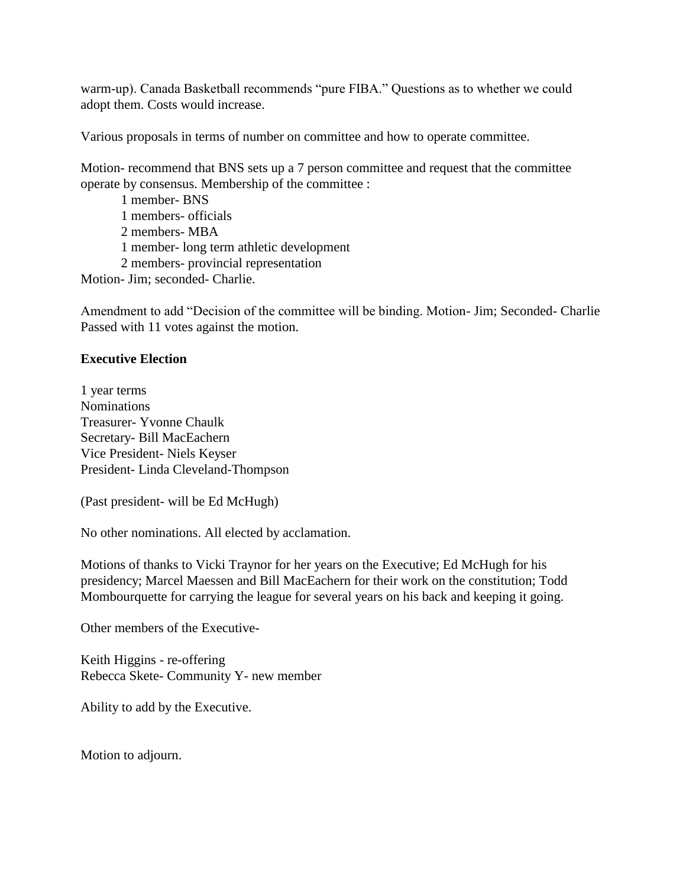warm-up). Canada Basketball recommends "pure FIBA." Questions as to whether we could adopt them. Costs would increase.

Various proposals in terms of number on committee and how to operate committee.

Motion- recommend that BNS sets up a 7 person committee and request that the committee operate by consensus. Membership of the committee :

- 1 member- BNS
- 1 members- officials
- 2 members- MBA
- 1 member- long term athletic development
- 2 members- provincial representation

Motion- Jim; seconded- Charlie.

Amendment to add "Decision of the committee will be binding. Motion- Jim; Seconded- Charlie Passed with 11 votes against the motion.

**Executive Election**

1 year terms
Nominations
Treasurer- Yvonne Chaulk
Secretary- Bill MacEachern
Vice President- Niels Keyser
President- Linda Cleveland-Thompson

(Past president- will be Ed McHugh)

No other nominations. All elected by acclamation.

Motions of thanks to Vicki Traynor for her years on the Executive; Ed McHugh for his presidency; Marcel Maessen and Bill MacEachern for their work on the constitution; Todd Mombourquette for carrying the league for several years on his back and keeping it going.

Other members of the Executive-

Keith Higgins - re-offering
Rebecca Skete- Community Y- new member

Ability to add by the Executive.

Motion to adjourn.